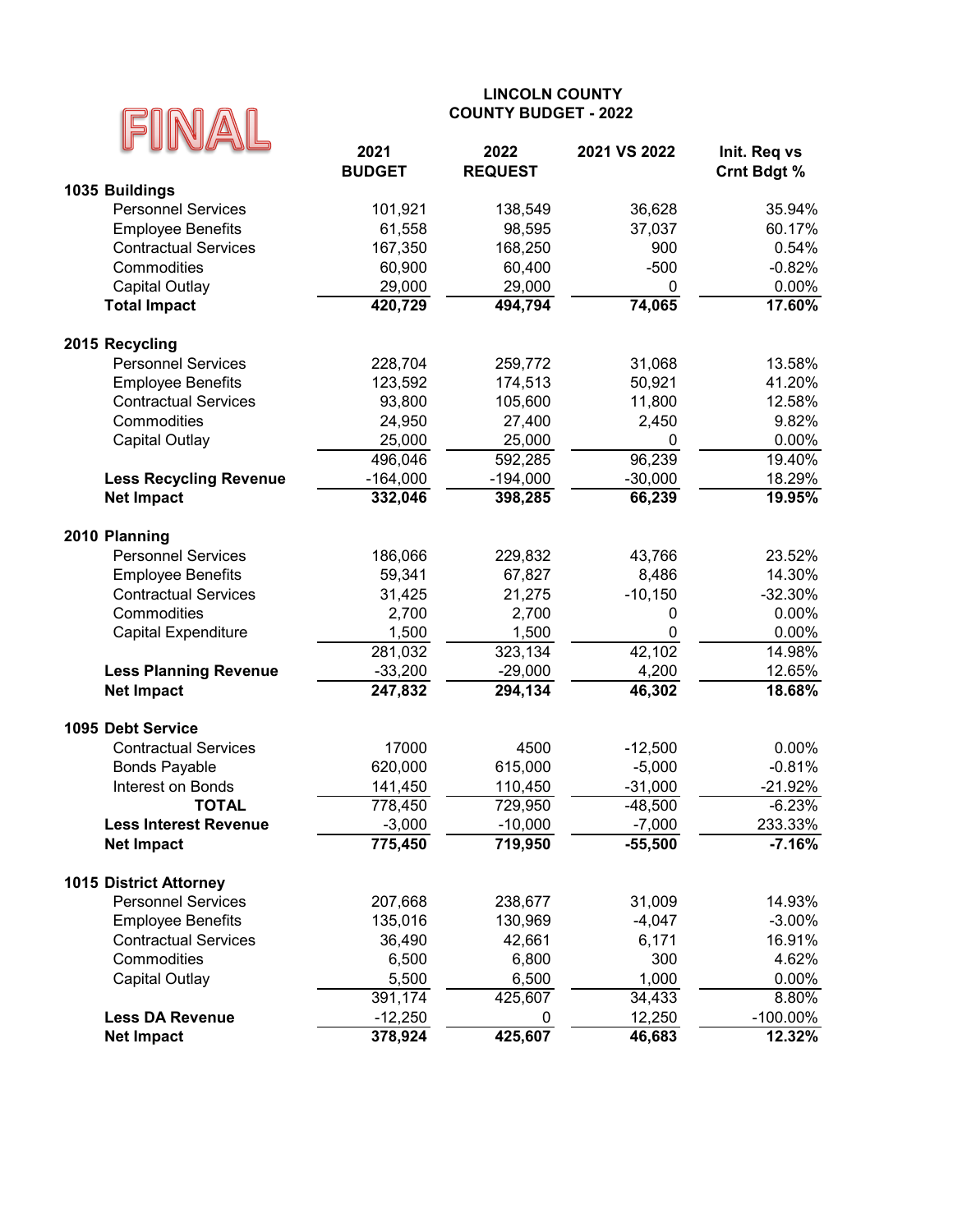FINAL

**LINCOLN COUNTY**
**COUNTY BUDGET - 2022**

| | 2021 BUDGET | 2022 REQUEST | 2021 VS 2022 | Init. Req vs Crnt Bdgt % |
|---|---|---|---|---|
| **1035 Buildings** | | | | |
| Personnel Services | 101,921 | 138,549 | 36,628 | 35.94% |
| Employee Benefits | 61,558 | 98,595 | 37,037 | 60.17% |
| Contractual Services | 167,350 | 168,250 | 900 | 0.54% |
| Commodities | 60,900 | 60,400 | -500 | -0.82% |
| Capital Outlay | 29,000 | 29,000 | 0 | 0.00% |
| **Total Impact** | **420,729** | **494,794** | **74,065** | **17.60%** |
| | | | | |
| **2015 Recycling** | | | | |
| Personnel Services | 228,704 | 259,772 | 31,068 | 13.58% |
| Employee Benefits | 123,592 | 174,513 | 50,921 | 41.20% |
| Contractual Services | 93,800 | 105,600 | 11,800 | 12.58% |
| Commodities | 24,950 | 27,400 | 2,450 | 9.82% |
| Capital Outlay | 25,000 | 25,000 | 0 | 0.00% |
| | 496,046 | 592,285 | 96,239 | 19.40% |
| **Less Recycling Revenue** | -164,000 | -194,000 | -30,000 | 18.29% |
| **Net Impact** | **332,046** | **398,285** | **66,239** | **19.95%** |
| | | | | |
| **2010 Planning** | | | | |
| Personnel Services | 186,066 | 229,832 | 43,766 | 23.52% |
| Employee Benefits | 59,341 | 67,827 | 8,486 | 14.30% |
| Contractual Services | 31,425 | 21,275 | -10,150 | -32.30% |
| Commodities | 2,700 | 2,700 | 0 | 0.00% |
| Capital Expenditure | 1,500 | 1,500 | 0 | 0.00% |
| | 281,032 | 323,134 | 42,102 | 14.98% |
| **Less Planning Revenue** | -33,200 | -29,000 | 4,200 | 12.65% |
| **Net Impact** | **247,832** | **294,134** | **46,302** | **18.68%** |
| | | | | |
| **1095 Debt Service** | | | | |
| Contractual Services | 17000 | 4500 | -12,500 | 0.00% |
| Bonds Payable | 620,000 | 615,000 | -5,000 | -0.81% |
| Interest on Bonds | 141,450 | 110,450 | -31,000 | -21.92% |
| **TOTAL** | 778,450 | 729,950 | -48,500 | -6.23% |
| **Less Interest Revenue** | -3,000 | -10,000 | -7,000 | 233.33% |
| **Net Impact** | **775,450** | **719,950** | **-55,500** | **-7.16%** |
| | | | | |
| **1015 District Attorney** | | | | |
| Personnel Services | 207,668 | 238,677 | 31,009 | 14.93% |
| Employee Benefits | 135,016 | 130,969 | -4,047 | -3.00% |
| Contractual Services | 36,490 | 42,661 | 6,171 | 16.91% |
| Commodities | 6,500 | 6,800 | 300 | 4.62% |
| Capital Outlay | 5,500 | 6,500 | 1,000 | 0.00% |
| | 391,174 | 425,607 | 34,433 | 8.80% |
| **Less DA Revenue** | -12,250 | 0 | 12,250 | -100.00% |
| **Net Impact** | **378,924** | **425,607** | **46,683** | **12.32%** |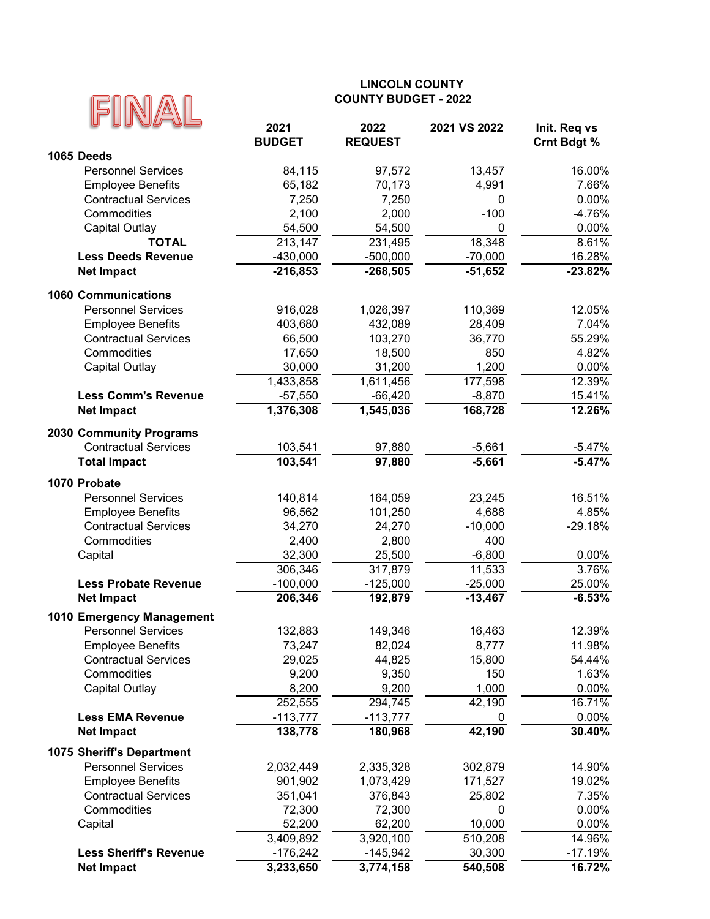FINAL

**LINCOLN COUNTY**
**COUNTY BUDGET - 2022**

| | 2021 BUDGET | 2022 REQUEST | 2021 VS 2022 | Init. Req vs Crnt Bdgt % |
|---|---|---|---|---|
| **1065 Deeds** | | | | |
| Personnel Services | 84,115 | 97,572 | 13,457 | 16.00% |
| Employee Benefits | 65,182 | 70,173 | 4,991 | 7.66% |
| Contractual Services | 7,250 | 7,250 | 0 | 0.00% |
| Commodities | 2,100 | 2,000 | -100 | -4.76% |
| Capital Outlay | 54,500 | 54,500 | 0 | 0.00% |
| **TOTAL** | 213,147 | 231,495 | 18,348 | 8.61% |
| **Less Deeds Revenue** | -430,000 | -500,000 | -70,000 | 16.28% |
| **Net Impact** | **-216,853** | **-268,505** | **-51,652** | **-23.82%** |
| **1060 Communications** | | | | |
| Personnel Services | 916,028 | 1,026,397 | 110,369 | 12.05% |
| Employee Benefits | 403,680 | 432,089 | 28,409 | 7.04% |
| Contractual Services | 66,500 | 103,270 | 36,770 | 55.29% |
| Commodities | 17,650 | 18,500 | 850 | 4.82% |
| Capital Outlay | 30,000 | 31,200 | 1,200 | 0.00% |
| | 1,433,858 | 1,611,456 | 177,598 | 12.39% |
| **Less Comm's Revenue** | -57,550 | -66,420 | -8,870 | 15.41% |
| **Net Impact** | **1,376,308** | **1,545,036** | **168,728** | **12.26%** |
| **2030 Community Programs** | | | | |
| Contractual Services | 103,541 | 97,880 | -5,661 | -5.47% |
| **Total Impact** | **103,541** | **97,880** | **-5,661** | **-5.47%** |
| **1070 Probate** | | | | |
| Personnel Services | 140,814 | 164,059 | 23,245 | 16.51% |
| Employee Benefits | 96,562 | 101,250 | 4,688 | 4.85% |
| Contractual Services | 34,270 | 24,270 | -10,000 | -29.18% |
| Commodities | 2,400 | 2,800 | 400 | |
| Capital | 32,300 | 25,500 | -6,800 | 0.00% |
| | 306,346 | 317,879 | 11,533 | 3.76% |
| **Less Probate Revenue** | -100,000 | -125,000 | -25,000 | 25.00% |
| **Net Impact** | **206,346** | **192,879** | **-13,467** | **-6.53%** |
| **1010 Emergency Management** | | | | |
| Personnel Services | 132,883 | 149,346 | 16,463 | 12.39% |
| Employee Benefits | 73,247 | 82,024 | 8,777 | 11.98% |
| Contractual Services | 29,025 | 44,825 | 15,800 | 54.44% |
| Commodities | 9,200 | 9,350 | 150 | 1.63% |
| Capital Outlay | 8,200 | 9,200 | 1,000 | 0.00% |
| | 252,555 | 294,745 | 42,190 | 16.71% |
| **Less EMA Revenue** | -113,777 | -113,777 | 0 | 0.00% |
| **Net Impact** | **138,778** | **180,968** | **42,190** | **30.40%** |
| **1075 Sheriff's Department** | | | | |
| Personnel Services | 2,032,449 | 2,335,328 | 302,879 | 14.90% |
| Employee Benefits | 901,902 | 1,073,429 | 171,527 | 19.02% |
| Contractual Services | 351,041 | 376,843 | 25,802 | 7.35% |
| Commodities | 72,300 | 72,300 | 0 | 0.00% |
| Capital | 52,200 | 62,200 | 10,000 | 0.00% |
| | 3,409,892 | 3,920,100 | 510,208 | 14.96% |
| **Less Sheriff's Revenue** | -176,242 | -145,942 | 30,300 | -17.19% |
| **Net Impact** | **3,233,650** | **3,774,158** | **540,508** | **16.72%** |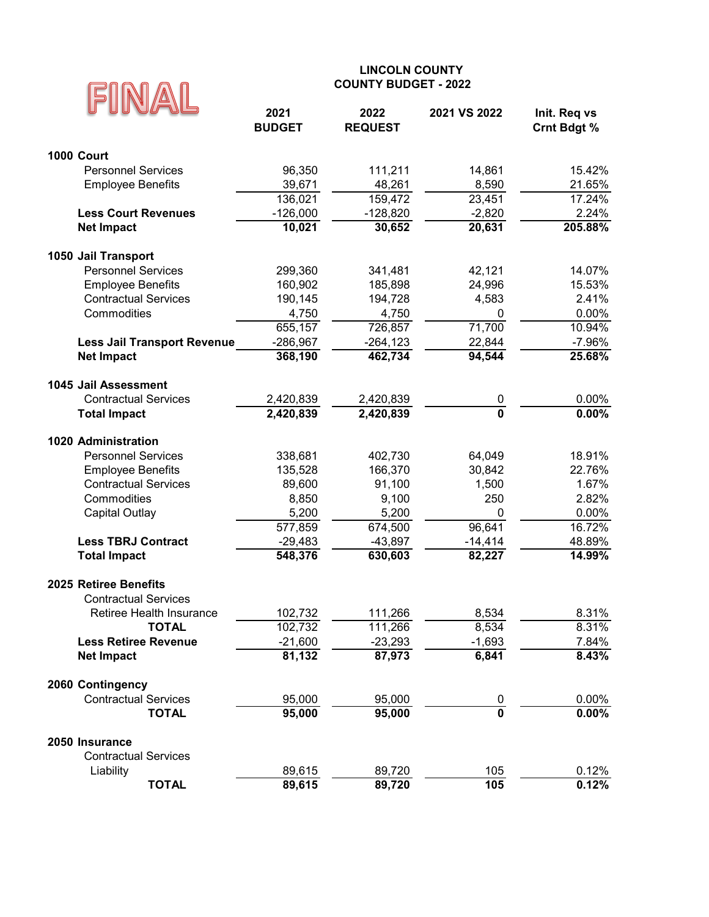FINAL

# LINCOLN COUNTY
## COUNTY BUDGET - 2022

| | 2021 BUDGET | 2022 REQUEST | 2021 VS 2022 | Init. Req vs Crnt Bdgt % |
|---|---|---|---|---|
| **1000 Court** | | | | |
| Personnel Services | 96,350 | 111,211 | 14,861 | 15.42% |
| Employee Benefits | 39,671 | 48,261 | 8,590 | 21.65% |
| | 136,021 | 159,472 | 23,451 | 17.24% |
| **Less Court Revenues** | -126,000 | -128,820 | -2,820 | 2.24% |
| **Net Impact** | **10,021** | **30,652** | **20,631** | **205.88%** |
| **1050 Jail Transport** | | | | |
| Personnel Services | 299,360 | 341,481 | 42,121 | 14.07% |
| Employee Benefits | 160,902 | 185,898 | 24,996 | 15.53% |
| Contractual Services | 190,145 | 194,728 | 4,583 | 2.41% |
| Commodities | 4,750 | 4,750 | 0 | 0.00% |
| | 655,157 | 726,857 | 71,700 | 10.94% |
| **Less Jail Transport Revenue** | -286,967 | -264,123 | 22,844 | -7.96% |
| **Net Impact** | **368,190** | **462,734** | **94,544** | **25.68%** |
| **1045 Jail Assessment** | | | | |
| Contractual Services | 2,420,839 | 2,420,839 | 0 | 0.00% |
| **Total Impact** | **2,420,839** | **2,420,839** | **0** | **0.00%** |
| **1020 Administration** | | | | |
| Personnel Services | 338,681 | 402,730 | 64,049 | 18.91% |
| Employee Benefits | 135,528 | 166,370 | 30,842 | 22.76% |
| Contractual Services | 89,600 | 91,100 | 1,500 | 1.67% |
| Commodities | 8,850 | 9,100 | 250 | 2.82% |
| Capital Outlay | 5,200 | 5,200 | 0 | 0.00% |
| | 577,859 | 674,500 | 96,641 | 16.72% |
| **Less TBRJ Contract** | -29,483 | -43,897 | -14,414 | 48.89% |
| **Total Impact** | **548,376** | **630,603** | **82,227** | **14.99%** |
| **2025 Retiree Benefits** | | | | |
| Contractual Services | | | | |
| Retiree Health Insurance | 102,732 | 111,266 | 8,534 | 8.31% |
| **TOTAL** | 102,732 | 111,266 | 8,534 | 8.31% |
| **Less Retiree Revenue** | -21,600 | -23,293 | -1,693 | 7.84% |
| **Net Impact** | **81,132** | **87,973** | **6,841** | **8.43%** |
| **2060 Contingency** | | | | |
| Contractual Services | 95,000 | 95,000 | 0 | 0.00% |
| **TOTAL** | **95,000** | **95,000** | **0** | **0.00%** |
| **2050 Insurance** | | | | |
| Contractual Services | | | | |
| Liability | 89,615 | 89,720 | 105 | 0.12% |
| **TOTAL** | **89,615** | **89,720** | **105** | **0.12%** |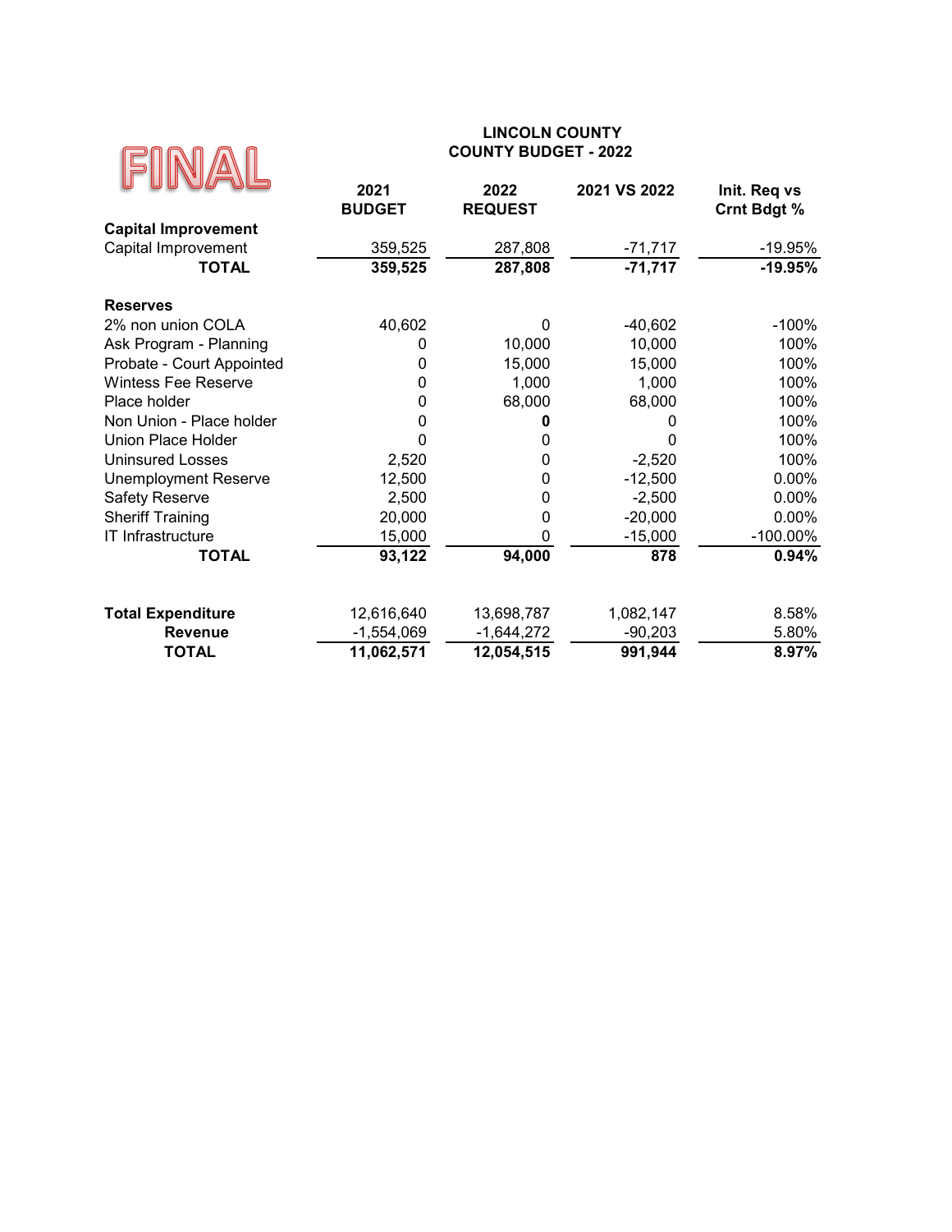FINAL

# LINCOLN COUNTY
## COUNTY BUDGET - 2022

| | 2021 BUDGET | 2022 REQUEST | 2021 VS 2022 | Init. Req vs Crnt Bdgt % |
|---|---|---|---|---|
| **Capital Improvement** | | | | |
| Capital Improvement | 359,525 | 287,808 | -71,717 | -19.95% |
| **TOTAL** | **359,525** | **287,808** | **-71,717** | **-19.95%** |
| | | | | |
| **Reserves** | | | | |
| 2% non union COLA | 40,602 | 0 | -40,602 | -100% |
| Ask Program - Planning | 0 | 10,000 | 10,000 | 100% |
| Probate - Court Appointed | 0 | 15,000 | 15,000 | 100% |
| Wintess Fee Reserve | 0 | 1,000 | 1,000 | 100% |
| Place holder | 0 | 68,000 | 68,000 | 100% |
| Non Union - Place holder | 0 | **0** | 0 | 100% |
| Union Place Holder | 0 | 0 | 0 | 100% |
| Uninsured Losses | 2,520 | 0 | -2,520 | 100% |
| Unemployment Reserve | 12,500 | 0 | -12,500 | 0.00% |
| Safety Reserve | 2,500 | 0 | -2,500 | 0.00% |
| Sheriff Training | 20,000 | 0 | -20,000 | 0.00% |
| IT Infrastructure | 15,000 | 0 | -15,000 | -100.00% |
| **TOTAL** | **93,122** | **94,000** | **878** | **0.94%** |
| | | | | |
| **Total Expenditure** | 12,616,640 | 13,698,787 | 1,082,147 | 8.58% |
| **Revenue** | -1,554,069 | -1,644,272 | -90,203 | 5.80% |
| **TOTAL** | **11,062,571** | **12,054,515** | **991,944** | **8.97%** |